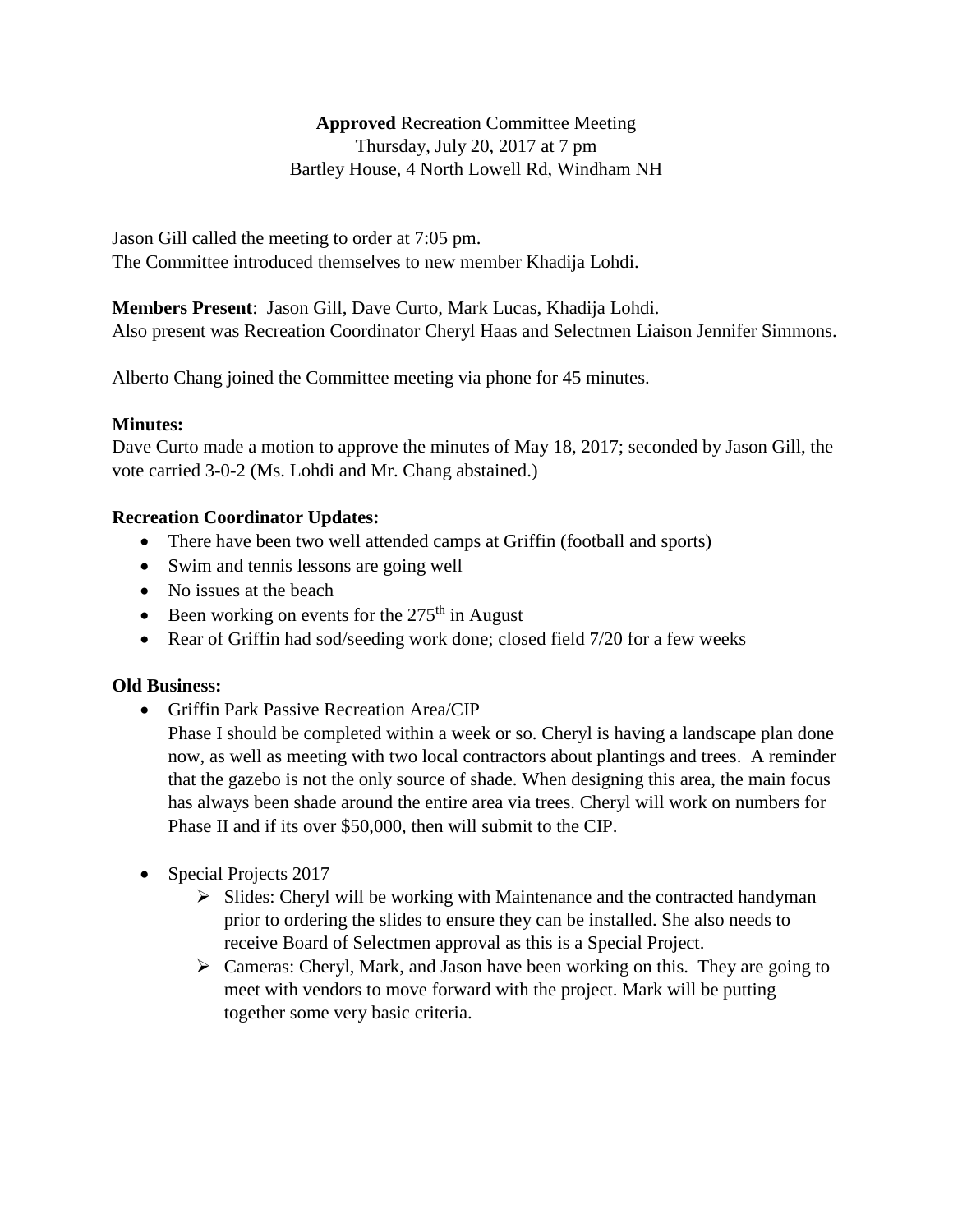**Approved** Recreation Committee Meeting  
Thursday, July 20, 2017 at 7 pm  
Bartley House, 4 North Lowell Rd, Windham NH

Jason Gill called the meeting to order at 7:05 pm.  
The Committee introduced themselves to new member Khadija Lohdi.

**Members Present**: Jason Gill, Dave Curto, Mark Lucas, Khadija Lohdi.  
Also present was Recreation Coordinator Cheryl Haas and Selectmen Liaison Jennifer Simmons.

Alberto Chang joined the Committee meeting via phone for 45 minutes.

**Minutes:**  
Dave Curto made a motion to approve the minutes of May 18, 2017; seconded by Jason Gill, the vote carried 3-0-2 (Ms. Lohdi and Mr. Chang abstained.)

**Recreation Coordinator Updates:**

- There have been two well attended camps at Griffin (football and sports)
- Swim and tennis lessons are going well
- No issues at the beach
- Been working on events for the 275th in August
- Rear of Griffin had sod/seeding work done; closed field 7/20 for a few weeks

**Old Business:**

- Griffin Park Passive Recreation Area/CIP  
  Phase I should be completed within a week or so. Cheryl is having a landscape plan done now, as well as meeting with two local contractors about plantings and trees. A reminder that the gazebo is not the only source of shade. When designing this area, the main focus has always been shade around the entire area via trees. Cheryl will work on numbers for Phase II and if its over $50,000, then will submit to the CIP.

- Special Projects 2017
  - Slides: Cheryl will be working with Maintenance and the contracted handyman prior to ordering the slides to ensure they can be installed. She also needs to receive Board of Selectmen approval as this is a Special Project.
  - Cameras: Cheryl, Mark, and Jason have been working on this. They are going to meet with vendors to move forward with the project. Mark will be putting together some very basic criteria.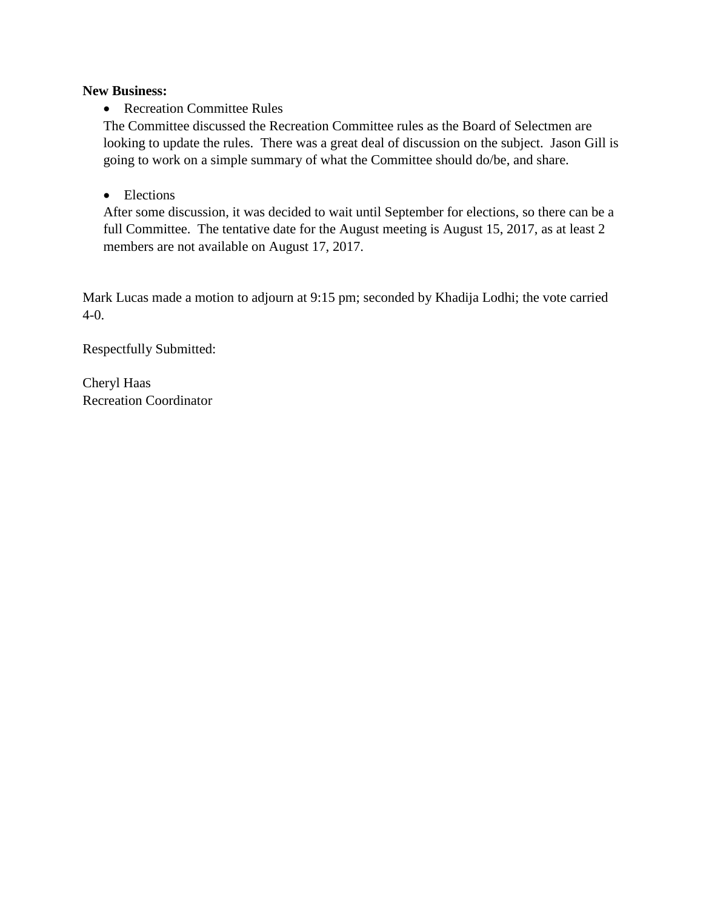**New Business:**

- Recreation Committee Rules

  The Committee discussed the Recreation Committee rules as the Board of Selectmen are looking to update the rules. There was a great deal of discussion on the subject. Jason Gill is going to work on a simple summary of what the Committee should do/be, and share.

- Elections

  After some discussion, it was decided to wait until September for elections, so there can be a full Committee. The tentative date for the August meeting is August 15, 2017, as at least 2 members are not available on August 17, 2017.

Mark Lucas made a motion to adjourn at 9:15 pm; seconded by Khadija Lodhi; the vote carried 4-0.

Respectfully Submitted:

Cheryl Haas
Recreation Coordinator